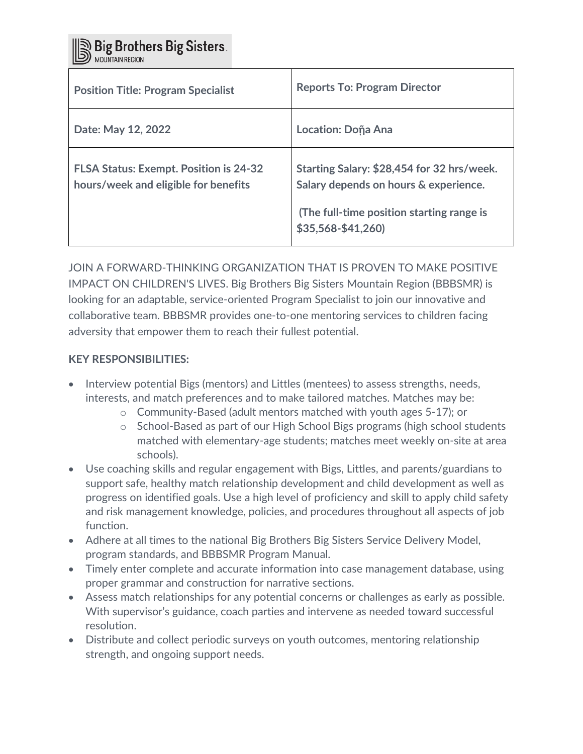Big Brothers Big Sisters. MOUNTAIN REGION

| Position Title: Program Specialist | Reports To: Program Director |
| --- | --- |
| Date: May 12, 2022 | Location: Doῆa Ana |
| FLSA Status: Exempt. Position is 24-32 hours/week and eligible for benefits | Starting Salary: $28,454 for 32 hrs/week. Salary depends on hours & experience.<br><br>(The full-time position starting range is $35,568-$41,260) |

JOIN A FORWARD-THINKING ORGANIZATION THAT IS PROVEN TO MAKE POSITIVE IMPACT ON CHILDREN'S LIVES. Big Brothers Big Sisters Mountain Region (BBBSMR) is looking for an adaptable, service-oriented Program Specialist to join our innovative and collaborative team. BBBSMR provides one-to-one mentoring services to children facing adversity that empower them to reach their fullest potential.

**KEY RESPONSIBILITIES:**

- Interview potential Bigs (mentors) and Littles (mentees) to assess strengths, needs, interests, and match preferences and to make tailored matches. Matches may be:
    - Community-Based (adult mentors matched with youth ages 5-17); or
    - School-Based as part of our High School Bigs programs (high school students matched with elementary-age students; matches meet weekly on-site at area schools).
- Use coaching skills and regular engagement with Bigs, Littles, and parents/guardians to support safe, healthy match relationship development and child development as well as progress on identified goals. Use a high level of proficiency and skill to apply child safety and risk management knowledge, policies, and procedures throughout all aspects of job function.
- Adhere at all times to the national Big Brothers Big Sisters Service Delivery Model, program standards, and BBBSMR Program Manual.
- Timely enter complete and accurate information into case management database, using proper grammar and construction for narrative sections.
- Assess match relationships for any potential concerns or challenges as early as possible. With supervisor's guidance, coach parties and intervene as needed toward successful resolution.
- Distribute and collect periodic surveys on youth outcomes, mentoring relationship strength, and ongoing support needs.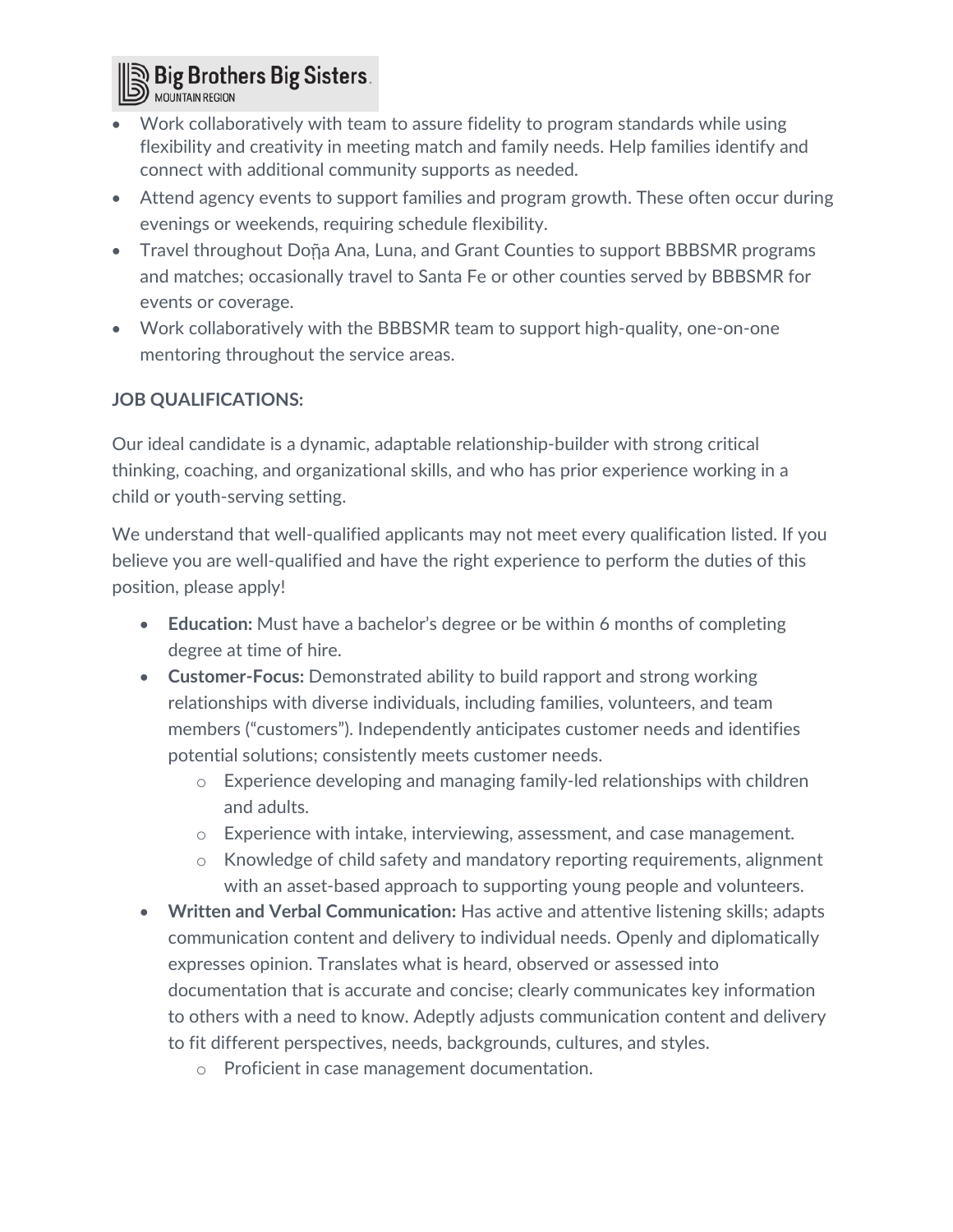- Work collaboratively with team to assure fidelity to program standards while using flexibility and creativity in meeting match and family needs. Help families identify and connect with additional community supports as needed.
- Attend agency events to support families and program growth. These often occur during evenings or weekends, requiring schedule flexibility.
- Travel throughout Doña Ana, Luna, and Grant Counties to support BBBSMR programs and matches; occasionally travel to Santa Fe or other counties served by BBBSMR for events or coverage.
- Work collaboratively with the BBBSMR team to support high-quality, one-on-one mentoring throughout the service areas.

**JOB QUALIFICATIONS:**

Our ideal candidate is a dynamic, adaptable relationship-builder with strong critical thinking, coaching, and organizational skills, and who has prior experience working in a child or youth-serving setting.

We understand that well-qualified applicants may not meet every qualification listed. If you believe you are well-qualified and have the right experience to perform the duties of this position, please apply!

- **Education:** Must have a bachelor's degree or be within 6 months of completing degree at time of hire.
- **Customer-Focus:** Demonstrated ability to build rapport and strong working relationships with diverse individuals, including families, volunteers, and team members ("customers"). Independently anticipates customer needs and identifies potential solutions; consistently meets customer needs.
  - Experience developing and managing family-led relationships with children and adults.
  - Experience with intake, interviewing, assessment, and case management.
  - Knowledge of child safety and mandatory reporting requirements, alignment with an asset-based approach to supporting young people and volunteers.
- **Written and Verbal Communication:** Has active and attentive listening skills; adapts communication content and delivery to individual needs. Openly and diplomatically expresses opinion. Translates what is heard, observed or assessed into documentation that is accurate and concise; clearly communicates key information to others with a need to know. Adeptly adjusts communication content and delivery to fit different perspectives, needs, backgrounds, cultures, and styles.
  - Proficient in case management documentation.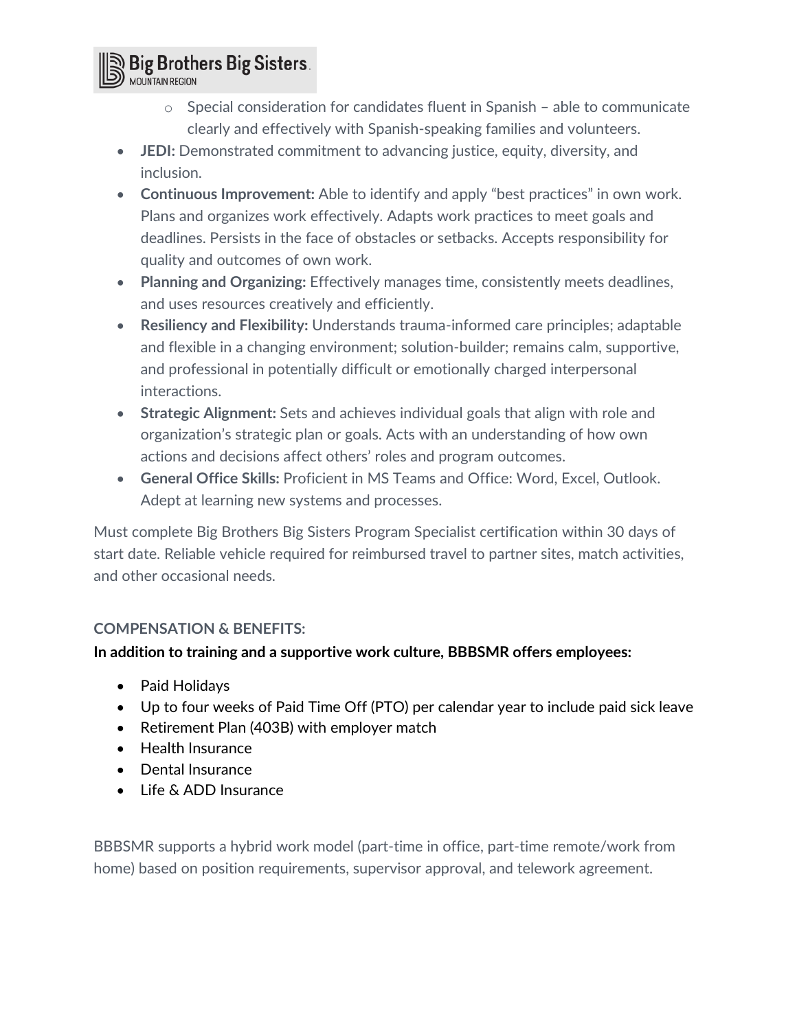- Special consideration for candidates fluent in Spanish – able to communicate clearly and effectively with Spanish-speaking families and volunteers.
- **JEDI:** Demonstrated commitment to advancing justice, equity, diversity, and inclusion.
- **Continuous Improvement:** Able to identify and apply "best practices" in own work. Plans and organizes work effectively. Adapts work practices to meet goals and deadlines. Persists in the face of obstacles or setbacks. Accepts responsibility for quality and outcomes of own work.
- **Planning and Organizing:** Effectively manages time, consistently meets deadlines, and uses resources creatively and efficiently.
- **Resiliency and Flexibility:** Understands trauma-informed care principles; adaptable and flexible in a changing environment; solution-builder; remains calm, supportive, and professional in potentially difficult or emotionally charged interpersonal interactions.
- **Strategic Alignment:** Sets and achieves individual goals that align with role and organization's strategic plan or goals. Acts with an understanding of how own actions and decisions affect others' roles and program outcomes.
- **General Office Skills:** Proficient in MS Teams and Office: Word, Excel, Outlook. Adept at learning new systems and processes.

Must complete Big Brothers Big Sisters Program Specialist certification within 30 days of start date. Reliable vehicle required for reimbursed travel to partner sites, match activities, and other occasional needs.

### COMPENSATION & BENEFITS:

**In addition to training and a supportive work culture, BBBSMR offers employees:**

- Paid Holidays
- Up to four weeks of Paid Time Off (PTO) per calendar year to include paid sick leave
- Retirement Plan (403B) with employer match
- Health Insurance
- Dental Insurance
- Life & ADD Insurance

BBBSMR supports a hybrid work model (part-time in office, part-time remote/work from home) based on position requirements, supervisor approval, and telework agreement.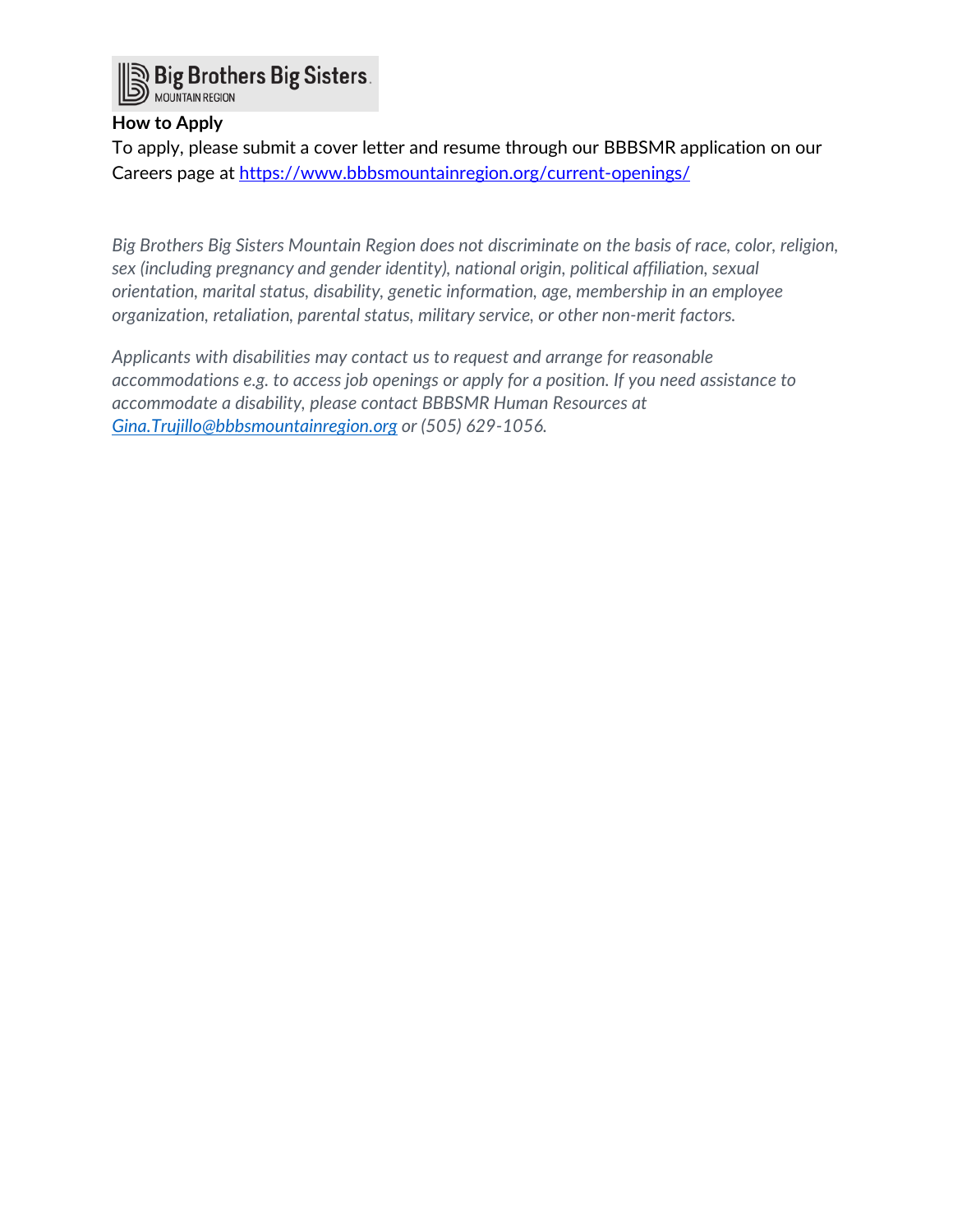**How to Apply**

To apply, please submit a cover letter and resume through our BBBSMR application on our Careers page at https://www.bbbsmountainregion.org/current-openings/

*Big Brothers Big Sisters Mountain Region does not discriminate on the basis of race, color, religion, sex (including pregnancy and gender identity), national origin, political affiliation, sexual orientation, marital status, disability, genetic information, age, membership in an employee organization, retaliation, parental status, military service, or other non-merit factors.*

*Applicants with disabilities may contact us to request and arrange for reasonable accommodations e.g. to access job openings or apply for a position. If you need assistance to accommodate a disability, please contact BBBSMR Human Resources at Gina.Trujillo@bbbsmountainregion.org or (505) 629-1056.*